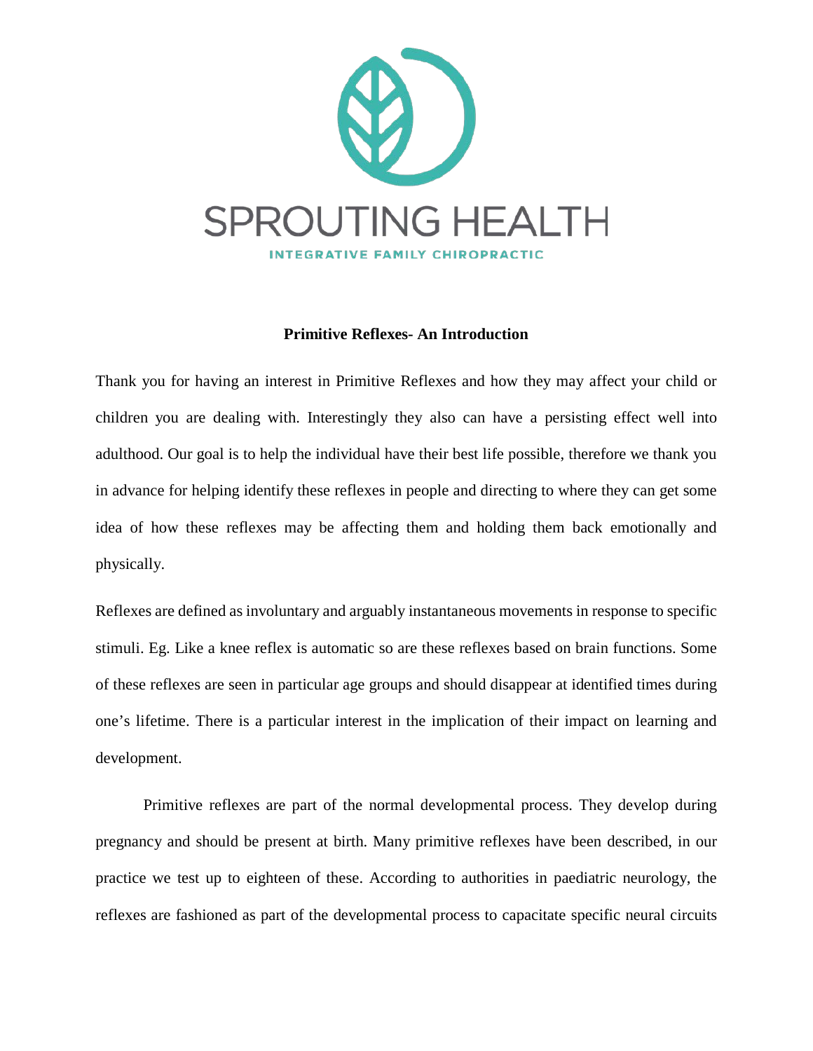SPROUTING HEALTH

INTEGRATIVE FAMILY CHIROPRACTIC

**Primitive Reflexes- An Introduction**

Thank you for having an interest in Primitive Reflexes and how they may affect your child or children you are dealing with. Interestingly they also can have a persisting effect well into adulthood. Our goal is to help the individual have their best life possible, therefore we thank you in advance for helping identify these reflexes in people and directing to where they can get some idea of how these reflexes may be affecting them and holding them back emotionally and physically.

Reflexes are defined as involuntary and arguably instantaneous movements in response to specific stimuli. Eg. Like a knee reflex is automatic so are these reflexes based on brain functions. Some of these reflexes are seen in particular age groups and should disappear at identified times during one's lifetime. There is a particular interest in the implication of their impact on learning and development.

Primitive reflexes are part of the normal developmental process. They develop during pregnancy and should be present at birth. Many primitive reflexes have been described, in our practice we test up to eighteen of these. According to authorities in paediatric neurology, the reflexes are fashioned as part of the developmental process to capacitate specific neural circuits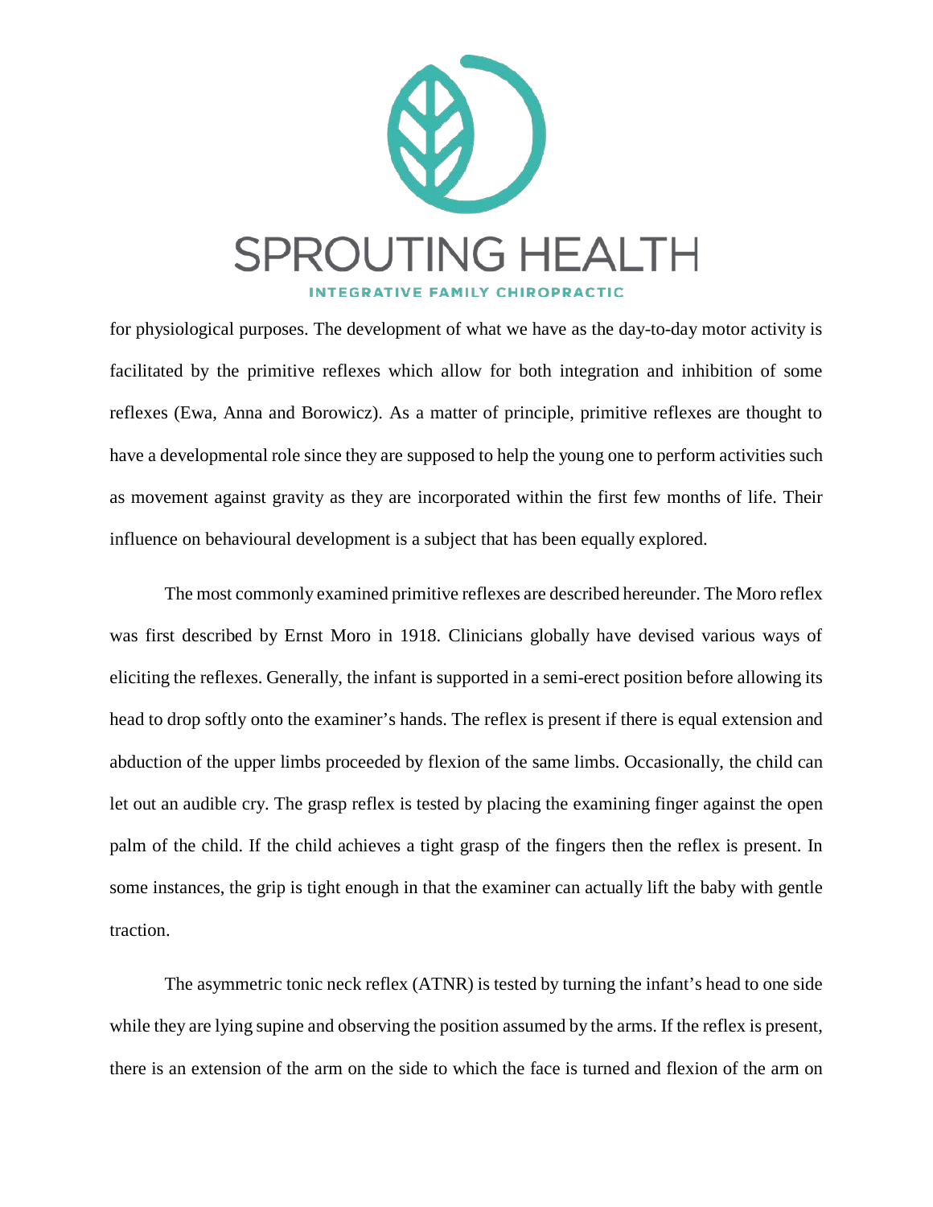for physiological purposes. The development of what we have as the day-to-day motor activity is facilitated by the primitive reflexes which allow for both integration and inhibition of some reflexes (Ewa, Anna and Borowicz). As a matter of principle, primitive reflexes are thought to have a developmental role since they are supposed to help the young one to perform activities such as movement against gravity as they are incorporated within the first few months of life. Their influence on behavioural development is a subject that has been equally explored.

The most commonly examined primitive reflexes are described hereunder. The Moro reflex was first described by Ernst Moro in 1918. Clinicians globally have devised various ways of eliciting the reflexes. Generally, the infant is supported in a semi-erect position before allowing its head to drop softly onto the examiner's hands. The reflex is present if there is equal extension and abduction of the upper limbs proceeded by flexion of the same limbs. Occasionally, the child can let out an audible cry. The grasp reflex is tested by placing the examining finger against the open palm of the child. If the child achieves a tight grasp of the fingers then the reflex is present. In some instances, the grip is tight enough in that the examiner can actually lift the baby with gentle traction.

The asymmetric tonic neck reflex (ATNR) is tested by turning the infant's head to one side while they are lying supine and observing the position assumed by the arms. If the reflex is present, there is an extension of the arm on the side to which the face is turned and flexion of the arm on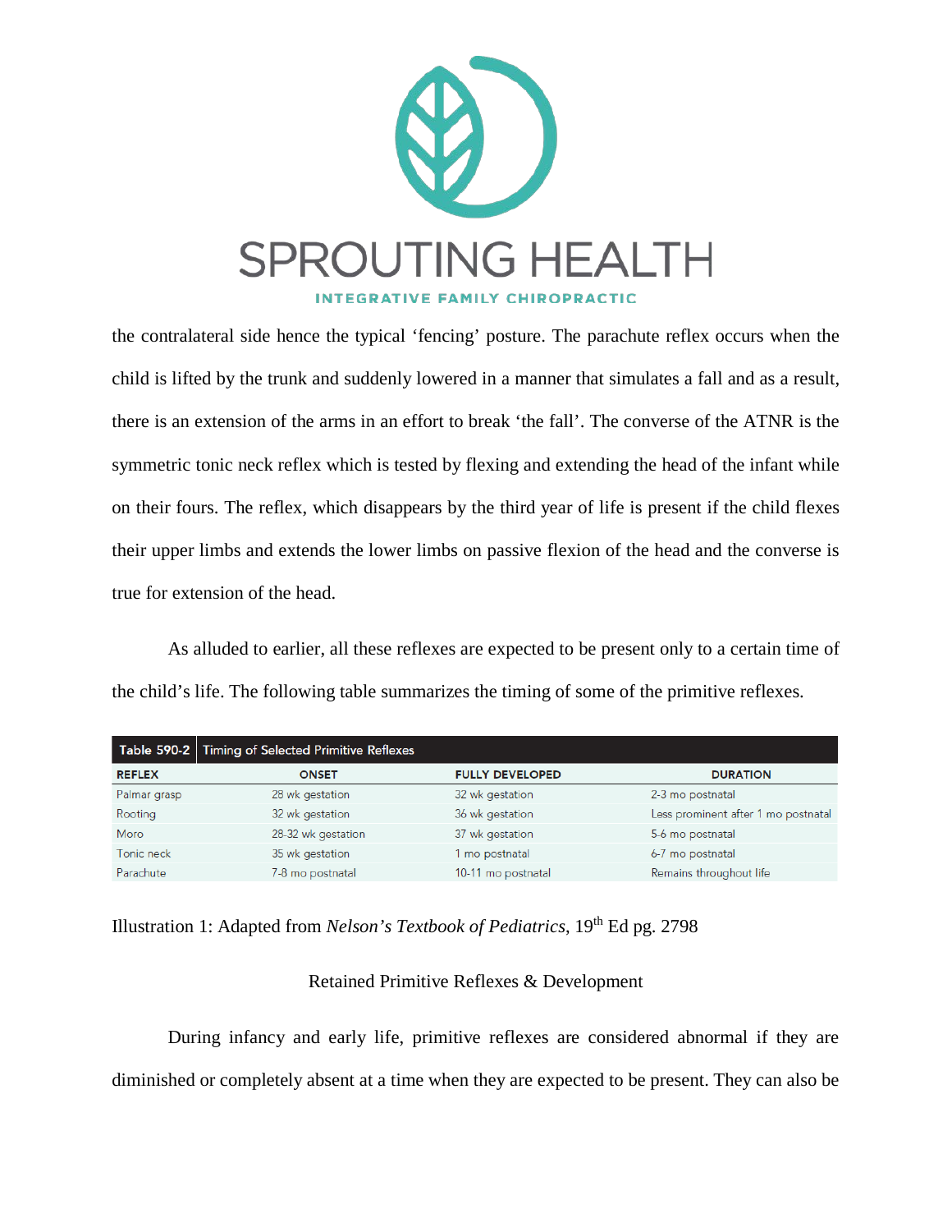the contralateral side hence the typical 'fencing' posture. The parachute reflex occurs when the child is lifted by the trunk and suddenly lowered in a manner that simulates a fall and as a result, there is an extension of the arms in an effort to break 'the fall'. The converse of the ATNR is the symmetric tonic neck reflex which is tested by flexing and extending the head of the infant while on their fours. The reflex, which disappears by the third year of life is present if the child flexes their upper limbs and extends the lower limbs on passive flexion of the head and the converse is true for extension of the head.

As alluded to earlier, all these reflexes are expected to be present only to a certain time of the child's life. The following table summarizes the timing of some of the primitive reflexes.

**Table 590-2 Timing of Selected Primitive Reflexes**

| REFLEX | ONSET | FULLY DEVELOPED | DURATION |
|---|---|---|---|
| Palmar grasp | 28 wk gestation | 32 wk gestation | 2-3 mo postnatal |
| Rooting | 32 wk gestation | 36 wk gestation | Less prominent after 1 mo postnatal |
| Moro | 28-32 wk gestation | 37 wk gestation | 5-6 mo postnatal |
| Tonic neck | 35 wk gestation | 1 mo postnatal | 6-7 mo postnatal |
| Parachute | 7-8 mo postnatal | 10-11 mo postnatal | Remains throughout life |

Illustration 1: Adapted from *Nelson's Textbook of Pediatrics*, 19th Ed pg. 2798

## Retained Primitive Reflexes & Development

During infancy and early life, primitive reflexes are considered abnormal if they are diminished or completely absent at a time when they are expected to be present. They can also be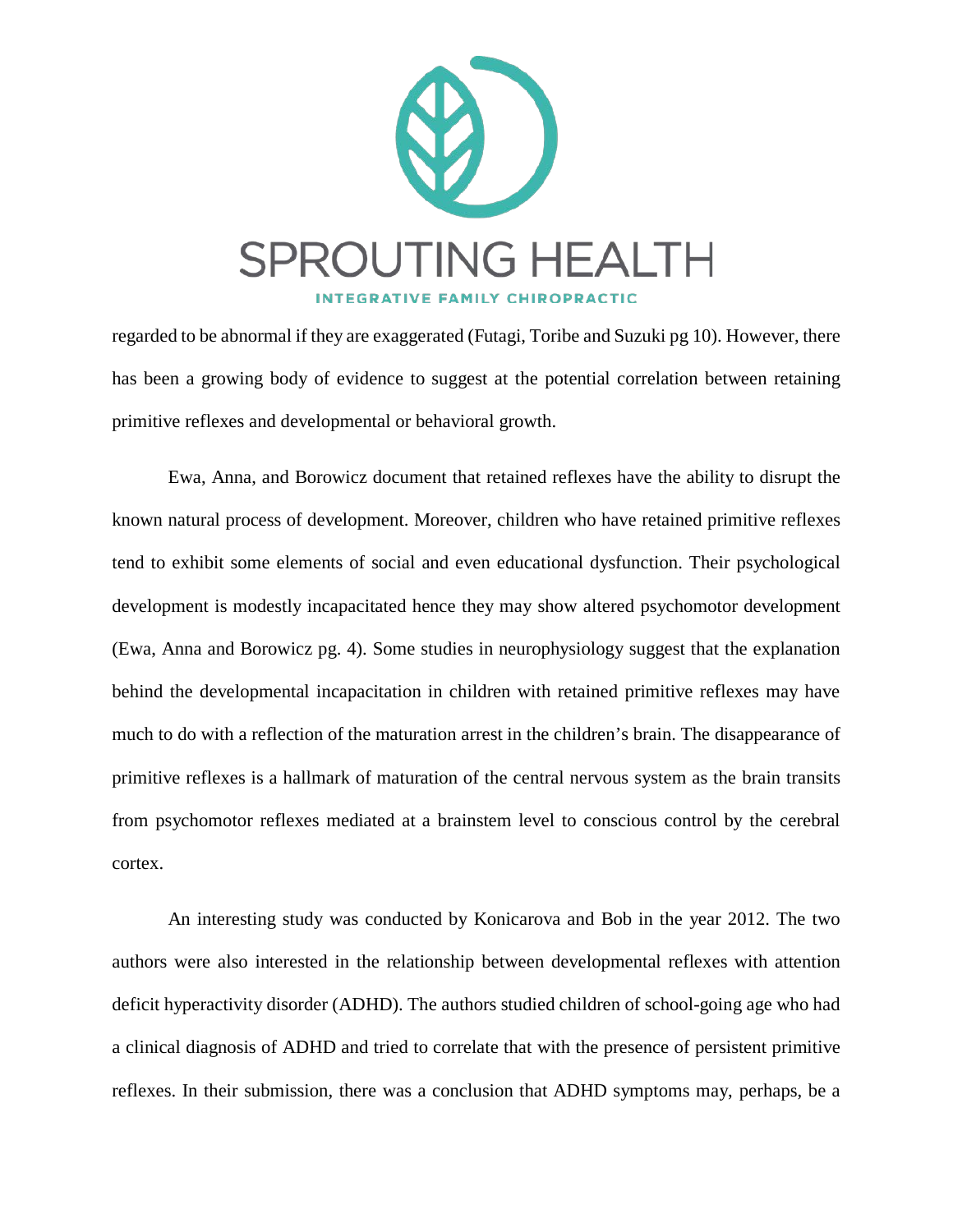regarded to be abnormal if they are exaggerated (Futagi, Toribe and Suzuki pg 10). However, there has been a growing body of evidence to suggest at the potential correlation between retaining primitive reflexes and developmental or behavioral growth.

Ewa, Anna, and Borowicz document that retained reflexes have the ability to disrupt the known natural process of development. Moreover, children who have retained primitive reflexes tend to exhibit some elements of social and even educational dysfunction. Their psychological development is modestly incapacitated hence they may show altered psychomotor development (Ewa, Anna and Borowicz pg. 4). Some studies in neurophysiology suggest that the explanation behind the developmental incapacitation in children with retained primitive reflexes may have much to do with a reflection of the maturation arrest in the children's brain. The disappearance of primitive reflexes is a hallmark of maturation of the central nervous system as the brain transits from psychomotor reflexes mediated at a brainstem level to conscious control by the cerebral cortex.

An interesting study was conducted by Konicarova and Bob in the year 2012. The two authors were also interested in the relationship between developmental reflexes with attention deficit hyperactivity disorder (ADHD). The authors studied children of school-going age who had a clinical diagnosis of ADHD and tried to correlate that with the presence of persistent primitive reflexes. In their submission, there was a conclusion that ADHD symptoms may, perhaps, be a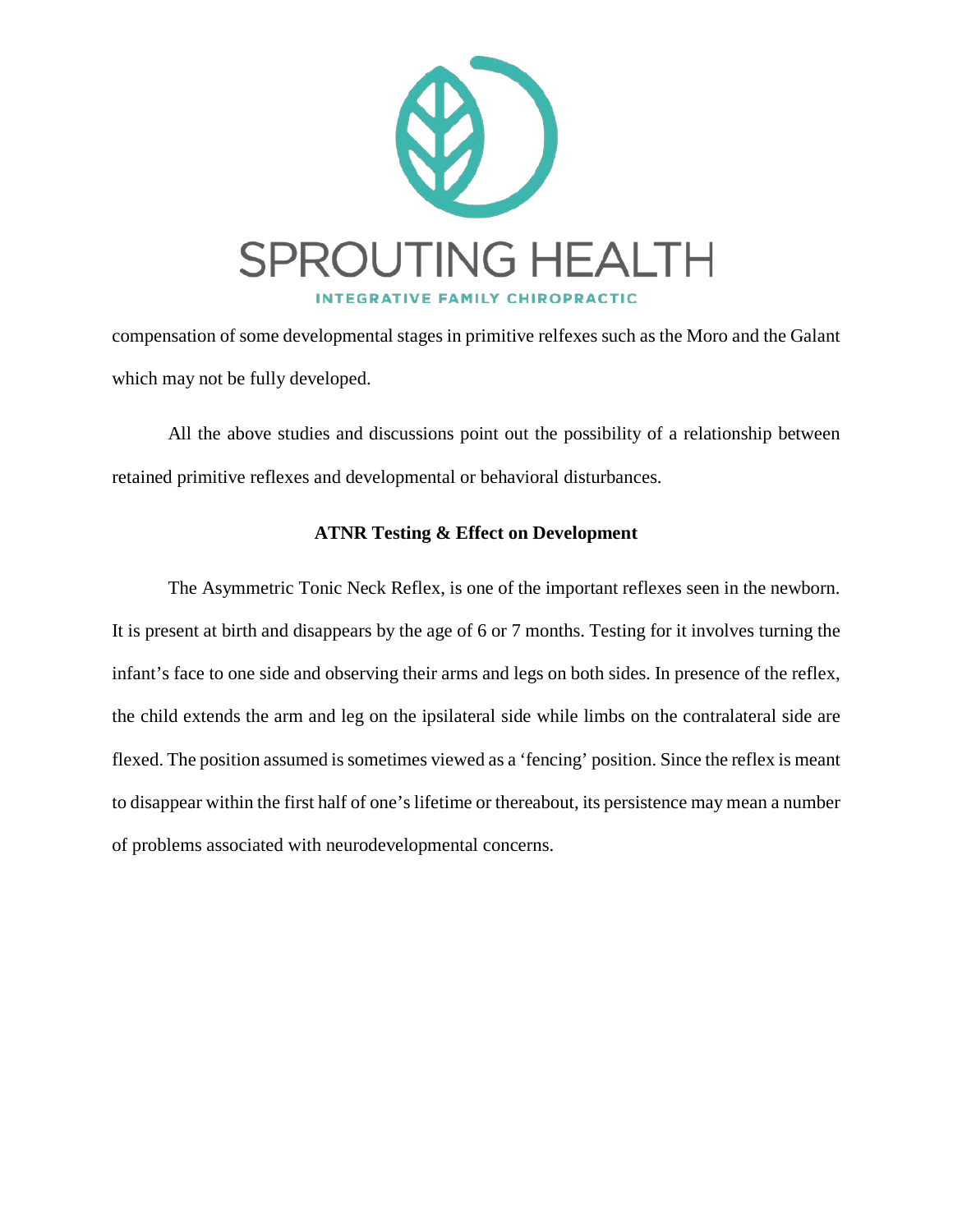compensation of some developmental stages in primitive relfexes such as the Moro and the Galant which may not be fully developed.

All the above studies and discussions point out the possibility of a relationship between retained primitive reflexes and developmental or behavioral disturbances.

**ATNR Testing & Effect on Development**

The Asymmetric Tonic Neck Reflex, is one of the important reflexes seen in the newborn. It is present at birth and disappears by the age of 6 or 7 months. Testing for it involves turning the infant's face to one side and observing their arms and legs on both sides. In presence of the reflex, the child extends the arm and leg on the ipsilateral side while limbs on the contralateral side are flexed. The position assumed is sometimes viewed as a 'fencing' position. Since the reflex is meant to disappear within the first half of one's lifetime or thereabout, its persistence may mean a number of problems associated with neurodevelopmental concerns.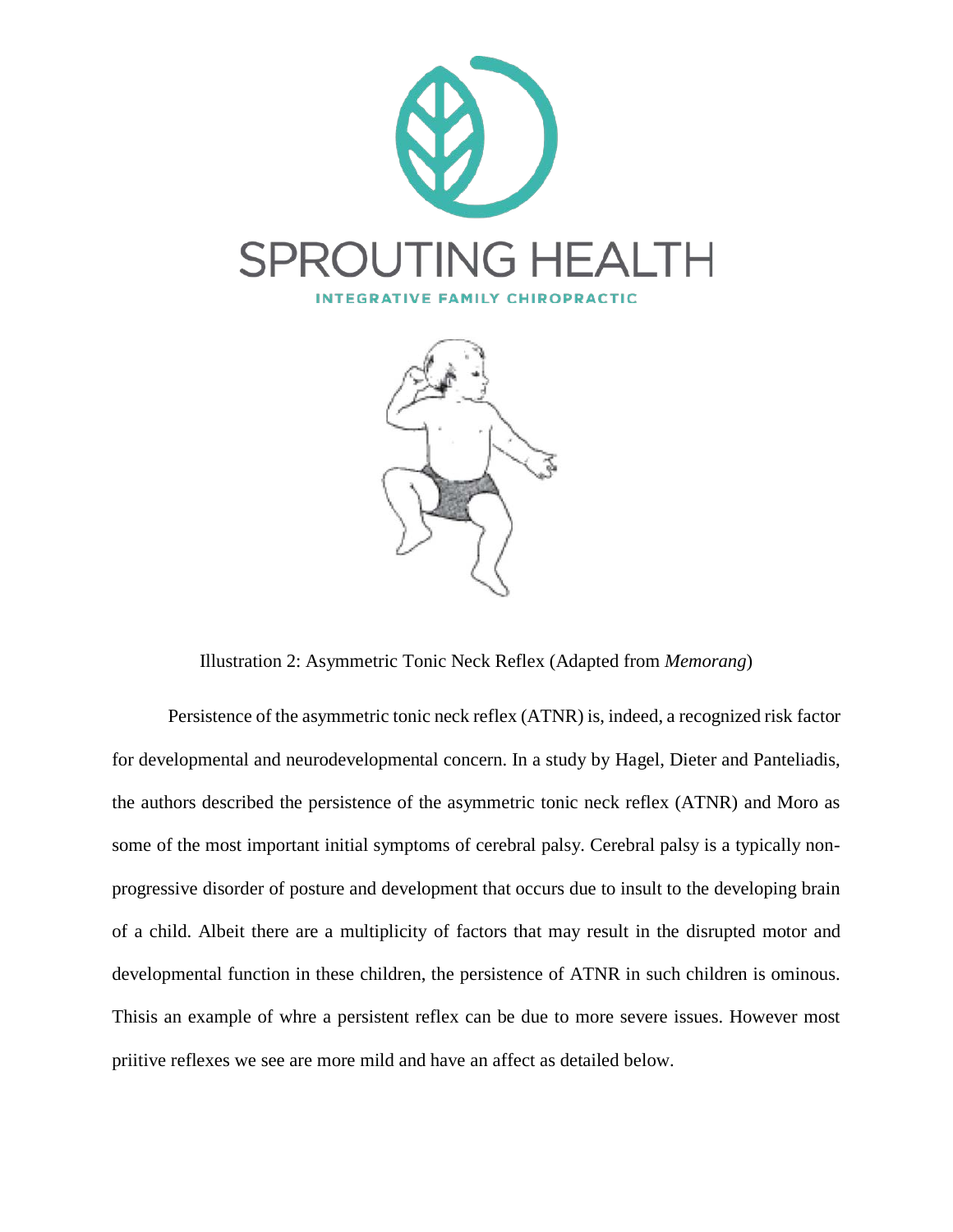SPROUTING HEALTH

INTEGRATIVE FAMILY CHIROPRACTIC

Illustration 2: Asymmetric Tonic Neck Reflex (Adapted from *Memorang*)

Persistence of the asymmetric tonic neck reflex (ATNR) is, indeed, a recognized risk factor for developmental and neurodevelopmental concern. In a study by Hagel, Dieter and Panteliadis, the authors described the persistence of the asymmetric tonic neck reflex (ATNR) and Moro as some of the most important initial symptoms of cerebral palsy. Cerebral palsy is a typically non-progressive disorder of posture and development that occurs due to insult to the developing brain of a child. Albeit there are a multiplicity of factors that may result in the disrupted motor and developmental function in these children, the persistence of ATNR in such children is ominous. Thisis an example of whre a persistent reflex can be due to more severe issues. However most priitive reflexes we see are more mild and have an affect as detailed below.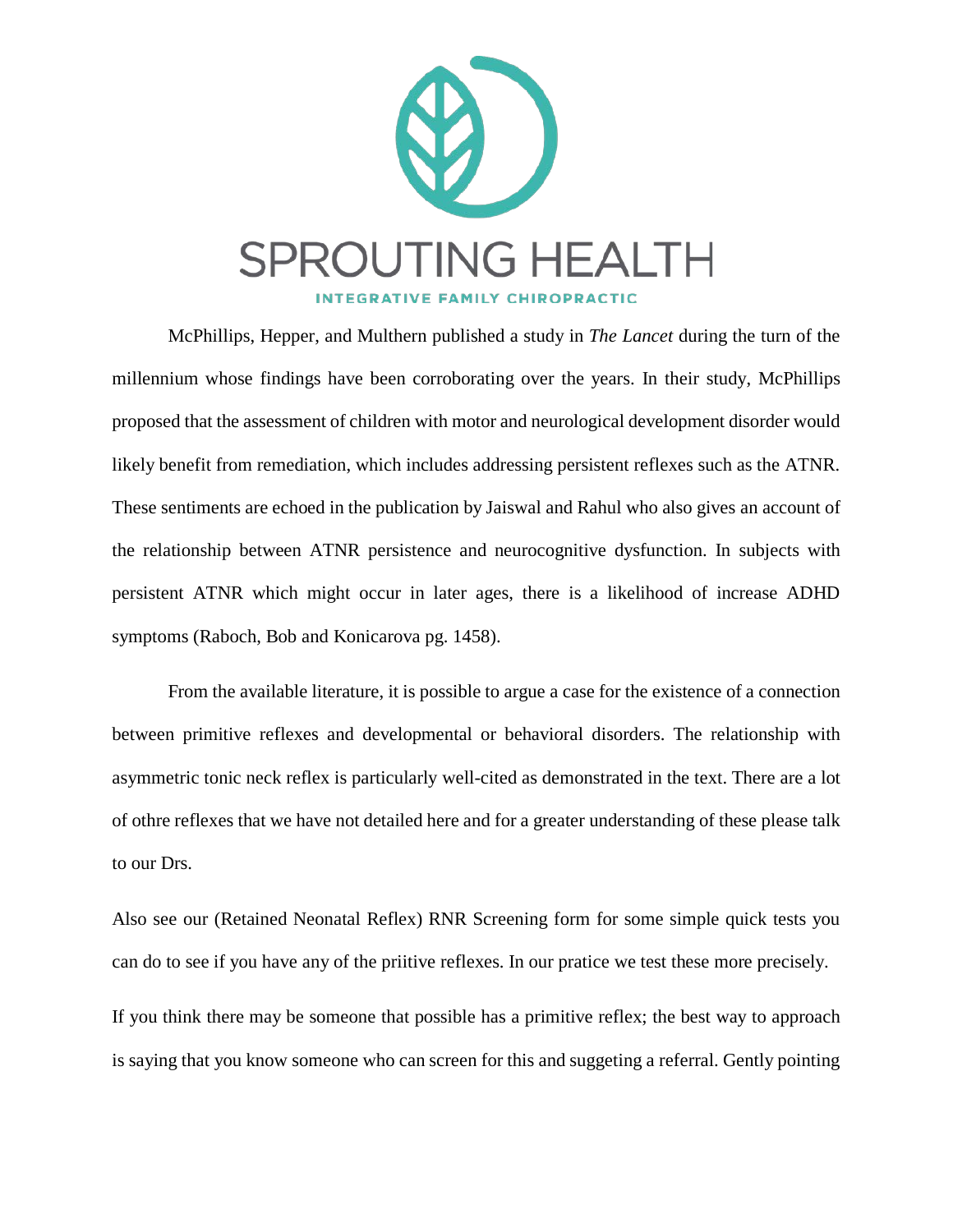McPhillips, Hepper, and Multhern published a study in *The Lancet* during the turn of the millennium whose findings have been corroborating over the years. In their study, McPhillips proposed that the assessment of children with motor and neurological development disorder would likely benefit from remediation, which includes addressing persistent reflexes such as the ATNR. These sentiments are echoed in the publication by Jaiswal and Rahul who also gives an account of the relationship between ATNR persistence and neurocognitive dysfunction. In subjects with persistent ATNR which might occur in later ages, there is a likelihood of increase ADHD symptoms (Raboch, Bob and Konicarova pg. 1458).

From the available literature, it is possible to argue a case for the existence of a connection between primitive reflexes and developmental or behavioral disorders. The relationship with asymmetric tonic neck reflex is particularly well-cited as demonstrated in the text. There are a lot of othre reflexes that we have not detailed here and for a greater understanding of these please talk to our Drs.

Also see our (Retained Neonatal Reflex) RNR Screening form for some simple quick tests you can do to see if you have any of the priitive reflexes. In our pratice we test these more precisely.

If you think there may be someone that possible has a primitive reflex; the best way to approach is saying that you know someone who can screen for this and suggeting a referral. Gently pointing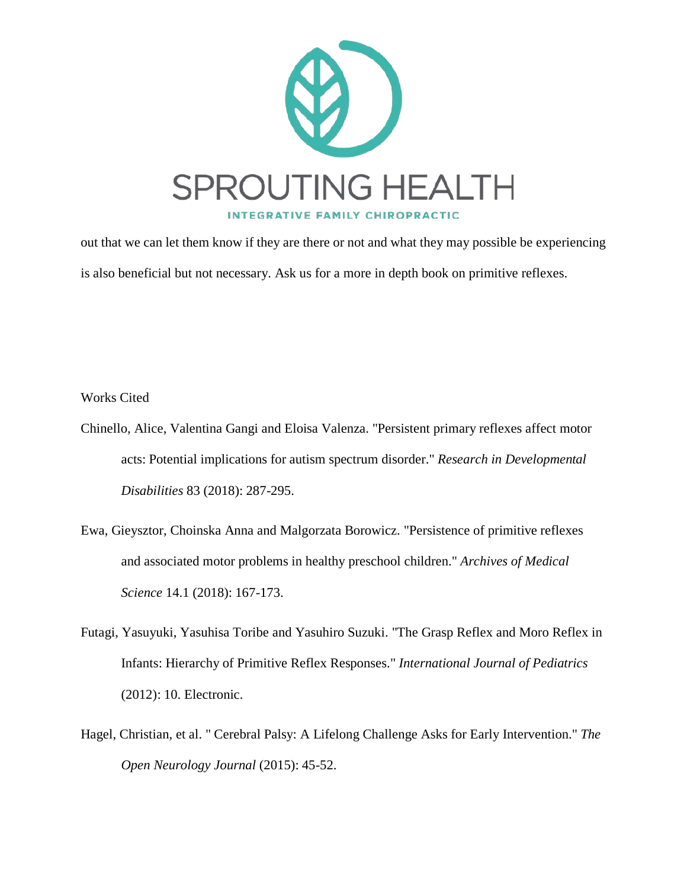out that we can let them know if they are there or not and what they may possible be experiencing is also beneficial but not necessary. Ask us for a more in depth book on primitive reflexes.

Works Cited

Chinello, Alice, Valentina Gangi and Eloisa Valenza. "Persistent primary reflexes affect motor acts: Potential implications for autism spectrum disorder." *Research in Developmental Disabilities* 83 (2018): 287-295.

Ewa, Gieysztor, Choinska Anna and Malgorzata Borowicz. "Persistence of primitive reflexes and associated motor problems in healthy preschool children." *Archives of Medical Science* 14.1 (2018): 167-173.

Futagi, Yasuyuki, Yasuhisa Toribe and Yasuhiro Suzuki. "The Grasp Reflex and Moro Reflex in Infants: Hierarchy of Primitive Reflex Responses." *International Journal of Pediatrics* (2012): 10. Electronic.

Hagel, Christian, et al. " Cerebral Palsy: A Lifelong Challenge Asks for Early Intervention." *The Open Neurology Journal* (2015): 45-52.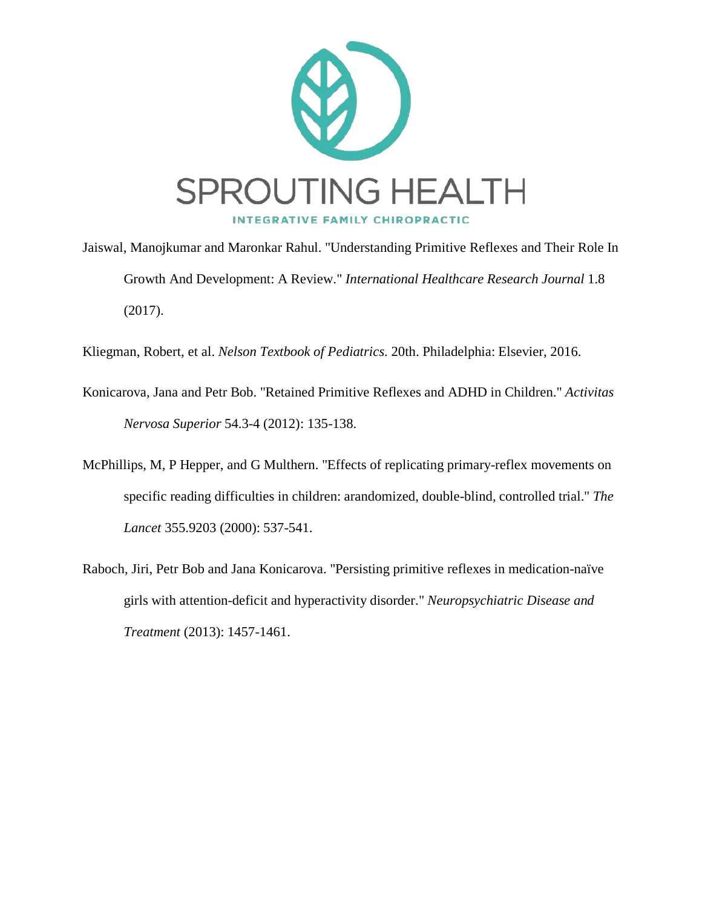Jaiswal, Manojkumar and Maronkar Rahul. "Understanding Primitive Reflexes and Their Role In Growth And Development: A Review." *International Healthcare Research Journal* 1.8 (2017).

Kliegman, Robert, et al. *Nelson Textbook of Pediatrics.* 20th. Philadelphia: Elsevier, 2016.

Konicarova, Jana and Petr Bob. "Retained Primitive Reflexes and ADHD in Children." *Activitas Nervosa Superior* 54.3-4 (2012): 135-138.

McPhillips, M, P Hepper, and G Multhern. "Effects of replicating primary-reflex movements on specific reading difficulties in children: arandomized, double-blind, controlled trial." *The Lancet* 355.9203 (2000): 537-541.

Raboch, Jiri, Petr Bob and Jana Konicarova. "Persisting primitive reflexes in medication-naïve girls with attention-deficit and hyperactivity disorder." *Neuropsychiatric Disease and Treatment* (2013): 1457-1461.